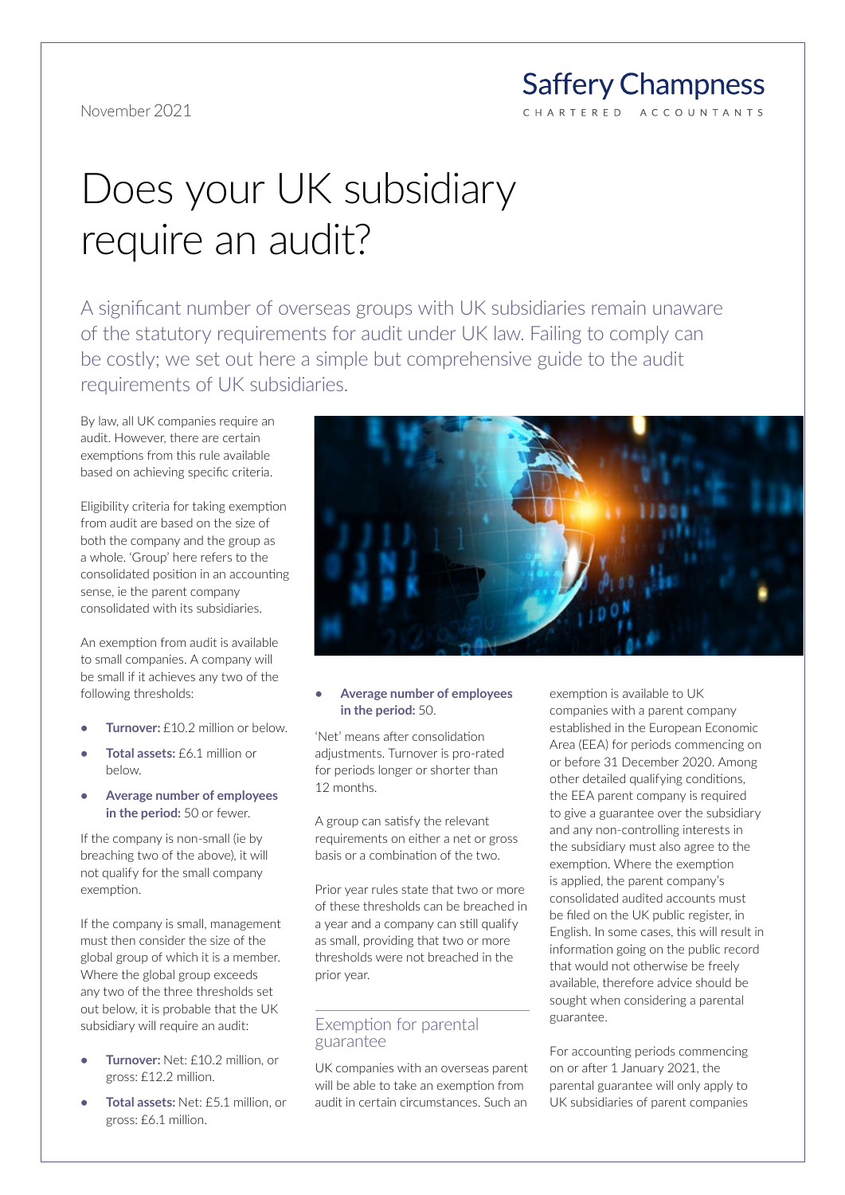November 2021

Saffery Champness
CHARTERED ACCOUNTANTS

# Does your UK subsidiary require an audit?

A significant number of overseas groups with UK subsidiaries remain unaware of the statutory requirements for audit under UK law. Failing to comply can be costly; we set out here a simple but comprehensive guide to the audit requirements of UK subsidiaries.

By law, all UK companies require an audit. However, there are certain exemptions from this rule available based on achieving specific criteria.

Eligibility criteria for taking exemption from audit are based on the size of both the company and the group as a whole. 'Group' here refers to the consolidated position in an accounting sense, ie the parent company consolidated with its subsidiaries.

An exemption from audit is available to small companies. A company will be small if it achieves any two of the following thresholds:

- **Turnover:** £10.2 million or below.
- **Total assets:** £6.1 million or below.
- **Average number of employees in the period:** 50 or fewer.

If the company is non-small (ie by breaching two of the above), it will not qualify for the small company exemption.

If the company is small, management must then consider the size of the global group of which it is a member. Where the global group exceeds any two of the three thresholds set out below, it is probable that the UK subsidiary will require an audit:

- **Turnover:** Net: £10.2 million, or gross: £12.2 million.
- **Total assets:** Net: £5.1 million, or gross: £6.1 million.
- **Average number of employees in the period:** 50.

'Net' means after consolidation adjustments. Turnover is pro-rated for periods longer or shorter than 12 months.

A group can satisfy the relevant requirements on either a net or gross basis or a combination of the two.

Prior year rules state that two or more of these thresholds can be breached in a year and a company can still qualify as small, providing that two or more thresholds were not breached in the prior year.

## Exemption for parental guarantee

UK companies with an overseas parent will be able to take an exemption from audit in certain circumstances. Such an exemption is available to UK companies with a parent company established in the European Economic Area (EEA) for periods commencing on or before 31 December 2020. Among other detailed qualifying conditions, the EEA parent company is required to give a guarantee over the subsidiary and any non-controlling interests in the subsidiary must also agree to the exemption. Where the exemption is applied, the parent company's consolidated audited accounts must be filed on the UK public register, in English. In some cases, this will result in information going on the public record that would not otherwise be freely available, therefore advice should be sought when considering a parental guarantee.

For accounting periods commencing on or after 1 January 2021, the parental guarantee will only apply to UK subsidiaries of parent companies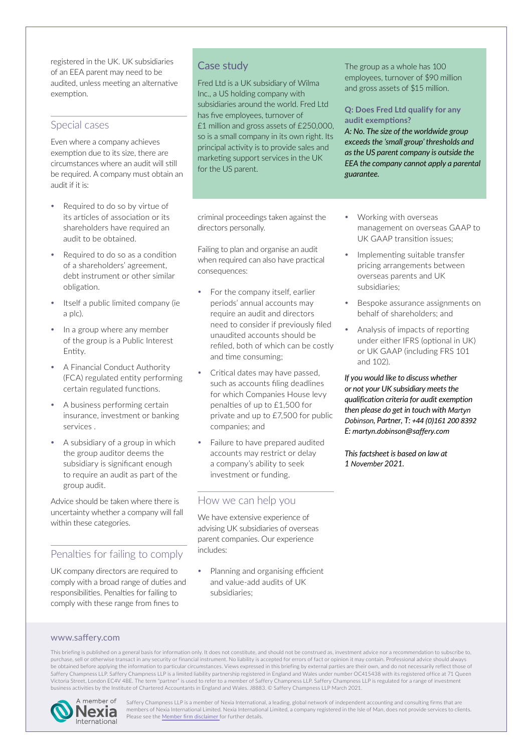registered in the UK. UK subsidiaries of an EEA parent may need to be audited, unless meeting an alternative exemption.

## Special cases

Even where a company achieves exemption due to its size, there are circumstances where an audit will still be required. A company must obtain an audit if it is:

- Required to do so by virtue of its articles of association or its shareholders have required an audit to be obtained.
- Required to do so as a condition of a shareholders' agreement, debt instrument or other similar obligation.
- Itself a public limited company (ie a plc).
- In a group where any member of the group is a Public Interest Entity.
- A Financial Conduct Authority (FCA) regulated entity performing certain regulated functions.
- A business performing certain insurance, investment or banking services .
- A subsidiary of a group in which the group auditor deems the subsidiary is significant enough to require an audit as part of the group audit.

Advice should be taken where there is uncertainty whether a company will fall within these categories.

## Penalties for failing to comply

UK company directors are required to comply with a broad range of duties and responsibilities. Penalties for failing to comply with these range from fines to criminal proceedings taken against the directors personally.

Failing to plan and organise an audit when required can also have practical consequences:

- For the company itself, earlier periods' annual accounts may require an audit and directors need to consider if previously filed unaudited accounts should be refiled, both of which can be costly and time consuming;
- Critical dates may have passed, such as accounts filing deadlines for which Companies House levy penalties of up to £1,500 for private and up to £7,500 for public companies; and
- Failure to have prepared audited accounts may restrict or delay a company's ability to seek investment or funding.

## How we can help you

We have extensive experience of advising UK subsidiaries of overseas parent companies. Our experience includes:

- Planning and organising efficient and value-add audits of UK subsidiaries;
- Working with overseas management on overseas GAAP to UK GAAP transition issues;
- Implementing suitable transfer pricing arrangements between overseas parents and UK subsidiaries;
- Bespoke assurance assignments on behalf of shareholders; and
- Analysis of impacts of reporting under either IFRS (optional in UK) or UK GAAP (including FRS 101 and 102).

## Case study

Fred Ltd is a UK subsidiary of Wilma Inc., a US holding company with subsidiaries around the world. Fred Ltd has five employees, turnover of £1 million and gross assets of £250,000, so is a small company in its own right. Its principal activity is to provide sales and marketing support services in the UK for the US parent.

The group as a whole has 100 employees, turnover of $90 million and gross assets of $15 million.

**Q: Does Fred Ltd qualify for any audit exemptions?**

***A: No. The size of the worldwide group exceeds the 'small group' thresholds and as the US parent company is outside the EEA the company cannot apply a parental guarantee.***

*If you would like to discuss whether or not your UK subsidiary meets the qualification criteria for audit exemption then please do get in touch with Martyn Dobinson, Partner, T: +44 (0)161 200 8392 E: martyn.dobinson@saffery.com*

*This factsheet is based on law at 1 November 2021.*

www.saffery.com

This briefing is published on a general basis for information only. It does not constitute, and should not be construed as, investment advice nor a recommendation to subscribe to, purchase, sell or otherwise transact in any security or financial instrument. No liability is accepted for errors of fact or opinion it may contain. Professional advice should always be obtained before applying the information to particular circumstances. Views expressed in this briefing by external parties are their own, and do not necessarily reflect those of Saffery Champness LLP. Saffery Champness LLP is a limited liability partnership registered in England and Wales under number OC415438 with its registered office at 71 Queen Victoria Street, London EC4V 4BE. The term "partner" is used to refer to a member of Saffery Champness LLP. Saffery Champness LLP is regulated for a range of investment business activities by the Institute of Chartered Accountants in England and Wales. J8883. © Saffery Champness LLP March 2021.

A member of Nexia International

Saffery Champness LLP is a member of Nexia International, a leading, global network of independent accounting and consulting firms that are members of Nexia International Limited. Nexia International Limited, a company registered in the Isle of Man, does not provide services to clients. Please see the Member firm disclaimer for further details.